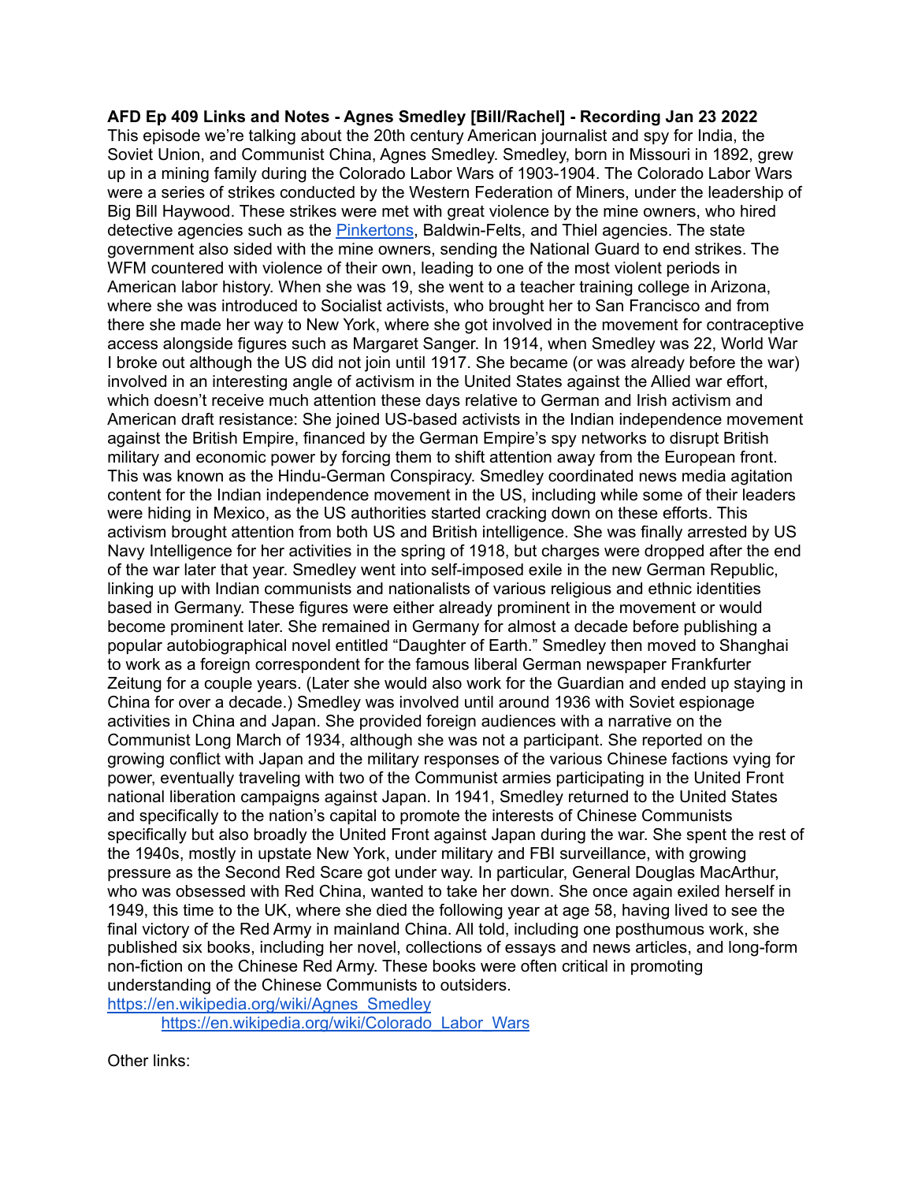**AFD Ep 409 Links and Notes - Agnes Smedley [Bill/Rachel] - Recording Jan 23 2022**

This episode we're talking about the 20th century American journalist and spy for India, the Soviet Union, and Communist China, Agnes Smedley. Smedley, born in Missouri in 1892, grew up in a mining family during the Colorado Labor Wars of 1903-1904. The Colorado Labor Wars were a series of strikes conducted by the Western Federation of Miners, under the leadership of Big Bill Haywood. These strikes were met with great violence by the mine owners, who hired detective agencies such as the [Pinkertons](), Baldwin-Felts, and Thiel agencies. The state government also sided with the mine owners, sending the National Guard to end strikes. The WFM countered with violence of their own, leading to one of the most violent periods in American labor history. When she was 19, she went to a teacher training college in Arizona, where she was introduced to Socialist activists, who brought her to San Francisco and from there she made her way to New York, where she got involved in the movement for contraceptive access alongside figures such as Margaret Sanger. In 1914, when Smedley was 22, World War I broke out although the US did not join until 1917. She became (or was already before the war) involved in an interesting angle of activism in the United States against the Allied war effort, which doesn't receive much attention these days relative to German and Irish activism and American draft resistance: She joined US-based activists in the Indian independence movement against the British Empire, financed by the German Empire's spy networks to disrupt British military and economic power by forcing them to shift attention away from the European front. This was known as the Hindu-German Conspiracy. Smedley coordinated news media agitation content for the Indian independence movement in the US, including while some of their leaders were hiding in Mexico, as the US authorities started cracking down on these efforts. This activism brought attention from both US and British intelligence. She was finally arrested by US Navy Intelligence for her activities in the spring of 1918, but charges were dropped after the end of the war later that year. Smedley went into self-imposed exile in the new German Republic, linking up with Indian communists and nationalists of various religious and ethnic identities based in Germany. These figures were either already prominent in the movement or would become prominent later. She remained in Germany for almost a decade before publishing a popular autobiographical novel entitled "Daughter of Earth." Smedley then moved to Shanghai to work as a foreign correspondent for the famous liberal German newspaper Frankfurter Zeitung for a couple years. (Later she would also work for the Guardian and ended up staying in China for over a decade.) Smedley was involved until around 1936 with Soviet espionage activities in China and Japan. She provided foreign audiences with a narrative on the Communist Long March of 1934, although she was not a participant. She reported on the growing conflict with Japan and the military responses of the various Chinese factions vying for power, eventually traveling with two of the Communist armies participating in the United Front national liberation campaigns against Japan. In 1941, Smedley returned to the United States and specifically to the nation's capital to promote the interests of Chinese Communists specifically but also broadly the United Front against Japan during the war. She spent the rest of the 1940s, mostly in upstate New York, under military and FBI surveillance, with growing pressure as the Second Red Scare got under way. In particular, General Douglas MacArthur, who was obsessed with Red China, wanted to take her down. She once again exiled herself in 1949, this time to the UK, where she died the following year at age 58, having lived to see the final victory of the Red Army in mainland China. All told, including one posthumous work, she published six books, including her novel, collections of essays and news articles, and long-form non-fiction on the Chinese Red Army. These books were often critical in promoting understanding of the Chinese Communists to outsiders.

https://en.wikipedia.org/wiki/Agnes_Smedley

- https://en.wikipedia.org/wiki/Colorado_Labor_Wars

Other links: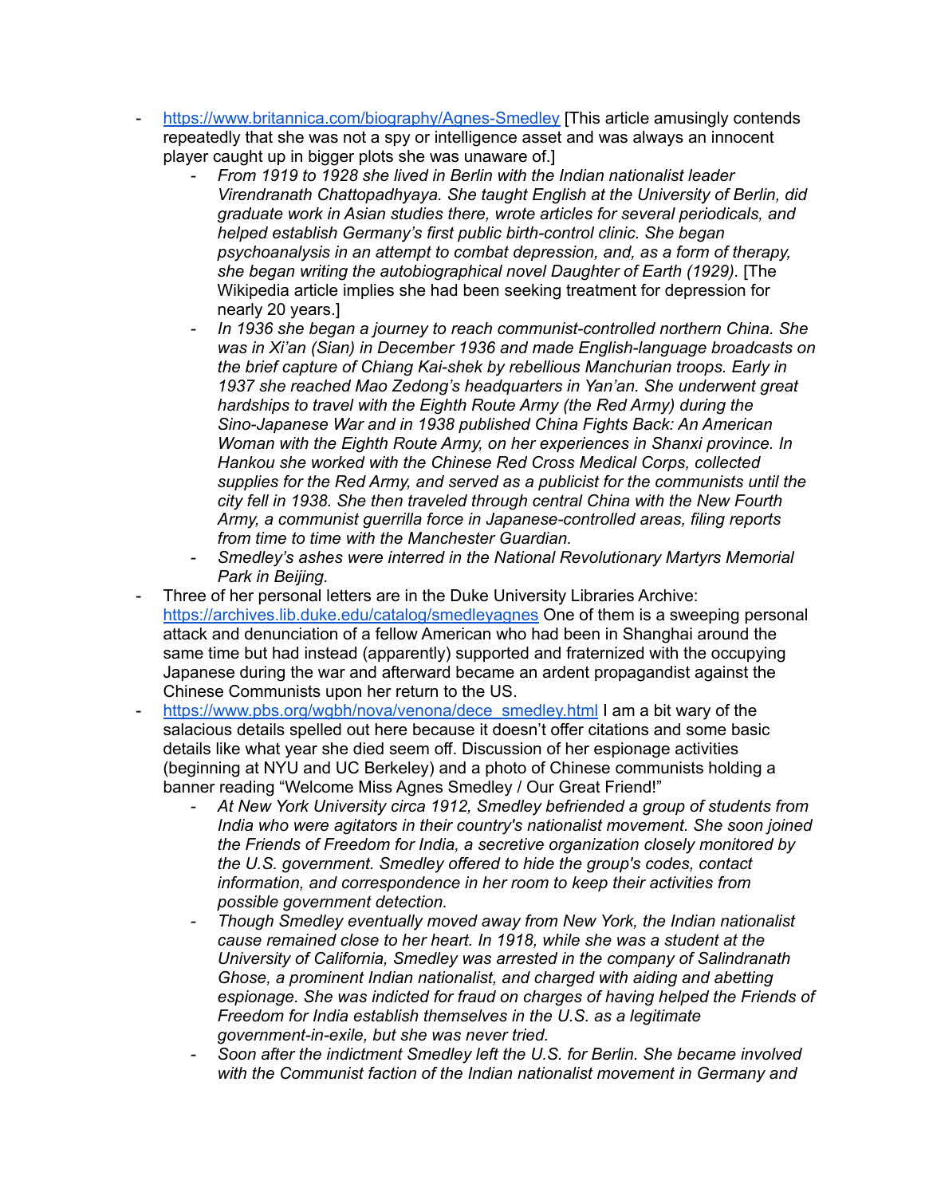- https://www.britannica.com/biography/Agnes-Smedley [This article amusingly contends repeatedly that she was not a spy or intelligence asset and was always an innocent player caught up in bigger plots she was unaware of.]
    - *From 1919 to 1928 she lived in Berlin with the Indian nationalist leader Virendranath Chattopadhyaya. She taught English at the University of Berlin, did graduate work in Asian studies there, wrote articles for several periodicals, and helped establish Germany's first public birth-control clinic. She began psychoanalysis in an attempt to combat depression, and, as a form of therapy, she began writing the autobiographical novel Daughter of Earth (1929).* [The Wikipedia article implies she had been seeking treatment for depression for nearly 20 years.]
    - *In 1936 she began a journey to reach communist-controlled northern China. She was in Xi'an (Sian) in December 1936 and made English-language broadcasts on the brief capture of Chiang Kai-shek by rebellious Manchurian troops. Early in 1937 she reached Mao Zedong's headquarters in Yan'an. She underwent great hardships to travel with the Eighth Route Army (the Red Army) during the Sino-Japanese War and in 1938 published China Fights Back: An American Woman with the Eighth Route Army, on her experiences in Shanxi province. In Hankou she worked with the Chinese Red Cross Medical Corps, collected supplies for the Red Army, and served as a publicist for the communists until the city fell in 1938. She then traveled through central China with the New Fourth Army, a communist guerrilla force in Japanese-controlled areas, filing reports from time to time with the Manchester Guardian.*
    - *Smedley's ashes were interred in the National Revolutionary Martyrs Memorial Park in Beijing.*
- Three of her personal letters are in the Duke University Libraries Archive: https://archives.lib.duke.edu/catalog/smedleyagnes One of them is a sweeping personal attack and denunciation of a fellow American who had been in Shanghai around the same time but had instead (apparently) supported and fraternized with the occupying Japanese during the war and afterward became an ardent propagandist against the Chinese Communists upon her return to the US.
- https://www.pbs.org/wgbh/nova/venona/dece_smedley.html I am a bit wary of the salacious details spelled out here because it doesn't offer citations and some basic details like what year she died seem off. Discussion of her espionage activities (beginning at NYU and UC Berkeley) and a photo of Chinese communists holding a banner reading "Welcome Miss Agnes Smedley / Our Great Friend!"
    - *At New York University circa 1912, Smedley befriended a group of students from India who were agitators in their country's nationalist movement. She soon joined the Friends of Freedom for India, a secretive organization closely monitored by the U.S. government. Smedley offered to hide the group's codes, contact information, and correspondence in her room to keep their activities from possible government detection.*
    - *Though Smedley eventually moved away from New York, the Indian nationalist cause remained close to her heart. In 1918, while she was a student at the University of California, Smedley was arrested in the company of Salindranath Ghose, a prominent Indian nationalist, and charged with aiding and abetting espionage. She was indicted for fraud on charges of having helped the Friends of Freedom for India establish themselves in the U.S. as a legitimate government-in-exile, but she was never tried.*
    - *Soon after the indictment Smedley left the U.S. for Berlin. She became involved with the Communist faction of the Indian nationalist movement in Germany and*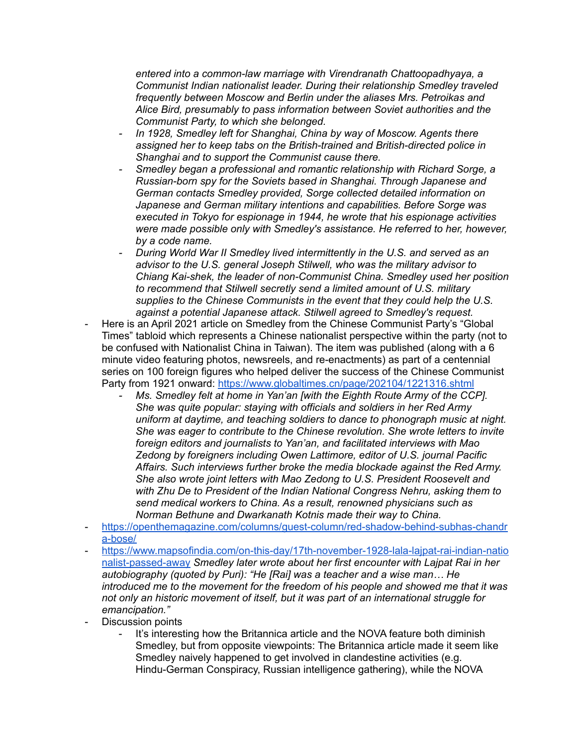*entered into a common-law marriage with Virendranath Chattoopadhyaya, a Communist Indian nationalist leader. During their relationship Smedley traveled frequently between Moscow and Berlin under the aliases Mrs. Petroikas and Alice Bird, presumably to pass information between Soviet authorities and the Communist Party, to which she belonged.*
    - *In 1928, Smedley left for Shanghai, China by way of Moscow. Agents there assigned her to keep tabs on the British-trained and British-directed police in Shanghai and to support the Communist cause there.*
    - *Smedley began a professional and romantic relationship with Richard Sorge, a Russian-born spy for the Soviets based in Shanghai. Through Japanese and German contacts Smedley provided, Sorge collected detailed information on Japanese and German military intentions and capabilities. Before Sorge was executed in Tokyo for espionage in 1944, he wrote that his espionage activities were made possible only with Smedley's assistance. He referred to her, however, by a code name.*
    - *During World War II Smedley lived intermittently in the U.S. and served as an advisor to the U.S. general Joseph Stilwell, who was the military advisor to Chiang Kai-shek, the leader of non-Communist China. Smedley used her position to recommend that Stilwell secretly send a limited amount of U.S. military supplies to the Chinese Communists in the event that they could help the U.S. against a potential Japanese attack. Stilwell agreed to Smedley's request.*
- Here is an April 2021 article on Smedley from the Chinese Communist Party's "Global Times" tabloid which represents a Chinese nationalist perspective within the party (not to be confused with Nationalist China in Taiwan). The item was published (along with a 6 minute video featuring photos, newsreels, and re-enactments) as part of a centennial series on 100 foreign figures who helped deliver the success of the Chinese Communist Party from 1921 onward: https://www.globaltimes.cn/page/202104/1221316.shtml
    - *Ms. Smedley felt at home in Yan'an [with the Eighth Route Army of the CCP]. She was quite popular: staying with officials and soldiers in her Red Army uniform at daytime, and teaching soldiers to dance to phonograph music at night. She was eager to contribute to the Chinese revolution. She wrote letters to invite foreign editors and journalists to Yan'an, and facilitated interviews with Mao Zedong by foreigners including Owen Lattimore, editor of U.S. journal Pacific Affairs. Such interviews further broke the media blockade against the Red Army. She also wrote joint letters with Mao Zedong to U.S. President Roosevelt and with Zhu De to President of the Indian National Congress Nehru, asking them to send medical workers to China. As a result, renowned physicians such as Norman Bethune and Dwarkanath Kotnis made their way to China.*
- https://openthemagazine.com/columns/guest-column/red-shadow-behind-subhas-chandra-bose/
- https://www.mapsofindia.com/on-this-day/17th-november-1928-lala-lajpat-rai-indian-nationalist-passed-away *Smedley later wrote about her first encounter with Lajpat Rai in her autobiography (quoted by Puri): "He [Rai] was a teacher and a wise man… He introduced me to the movement for the freedom of his people and showed me that it was not only an historic movement of itself, but it was part of an international struggle for emancipation."*
- Discussion points
    - It's interesting how the Britannica article and the NOVA feature both diminish Smedley, but from opposite viewpoints: The Britannica article made it seem like Smedley naively happened to get involved in clandestine activities (e.g. Hindu-German Conspiracy, Russian intelligence gathering), while the NOVA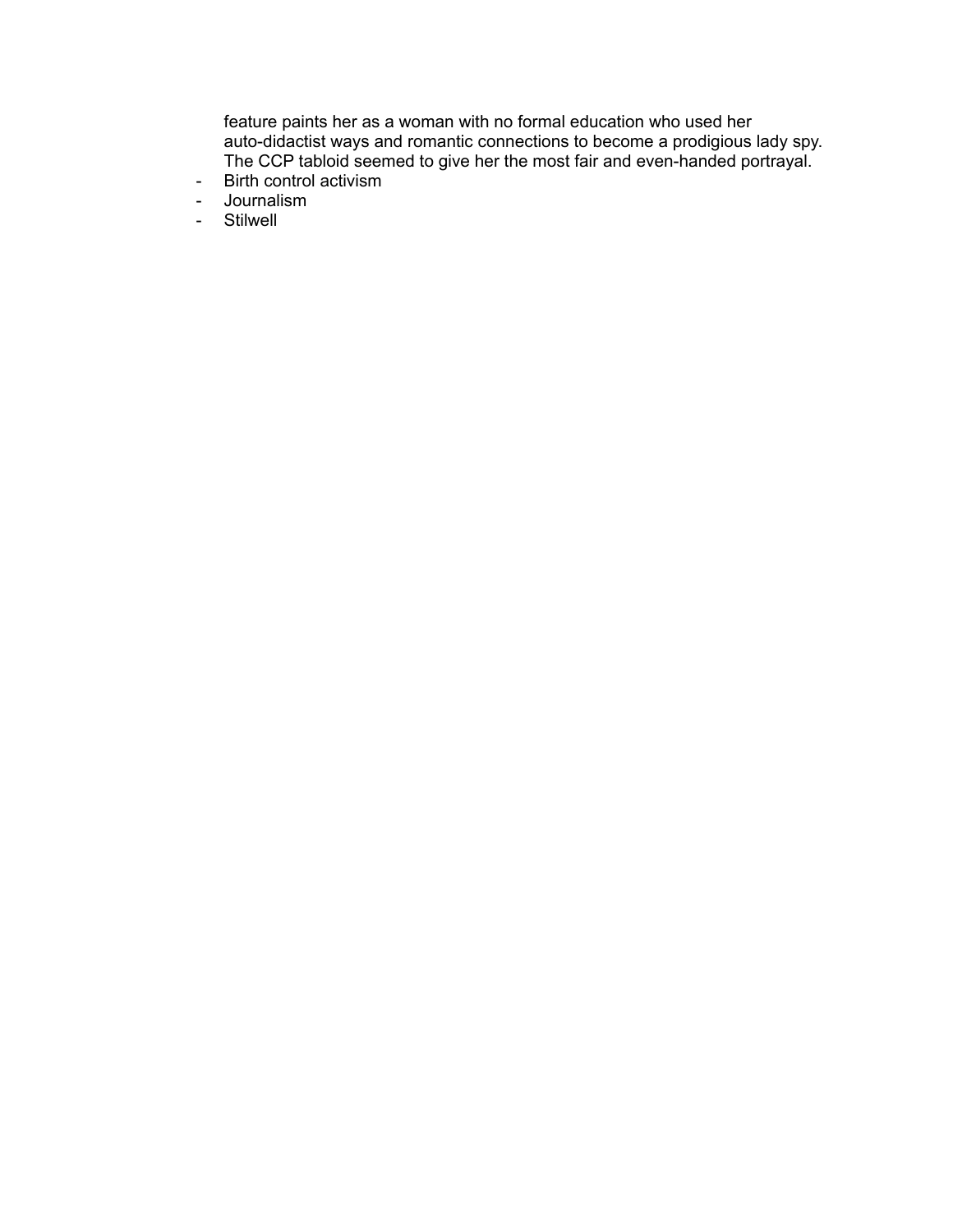feature paints her as a woman with no formal education who used her auto-didactist ways and romantic connections to become a prodigious lady spy. The CCP tabloid seemed to give her the most fair and even-handed portrayal.

- Birth control activism
- Journalism
- Stilwell